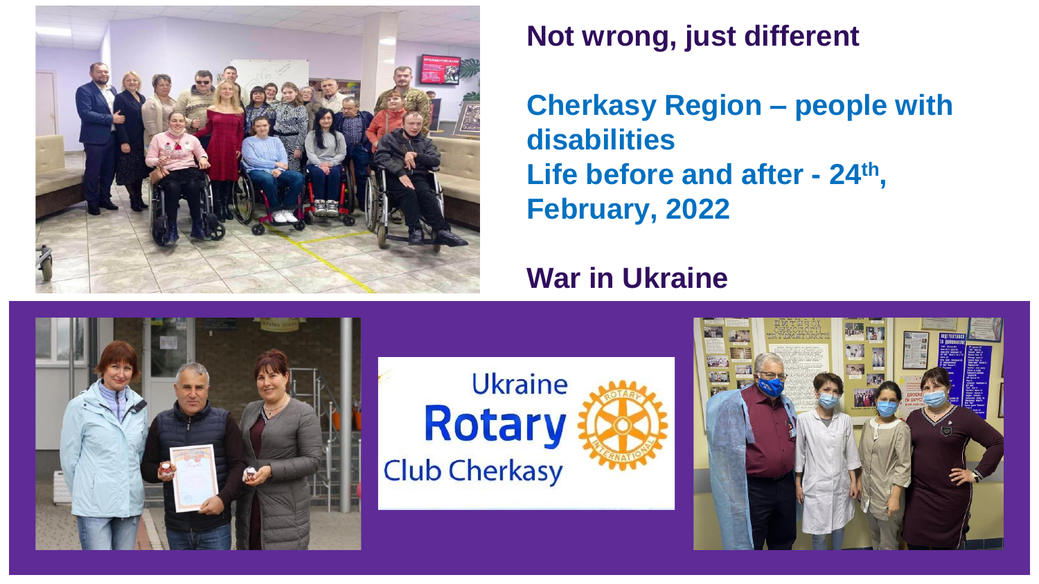# Not wrong, just different

## Cherkasy Region – people with disabilities
## Life before and after - 24th, February, 2022

# War in Ukraine

Ukraine Rotary Club Cherkasy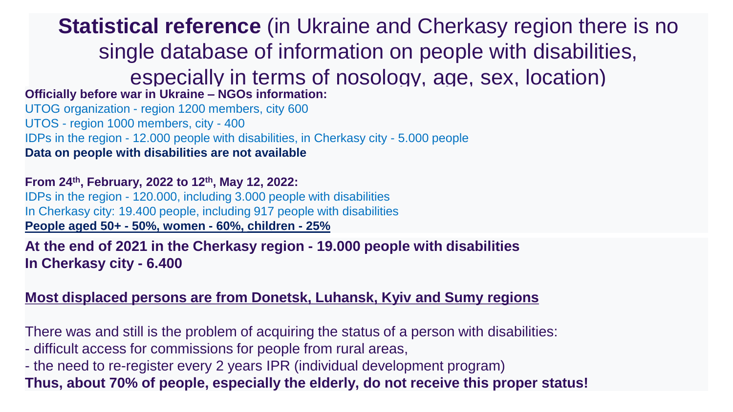# **Statistical reference** (in Ukraine and Cherkasy region there is no single database of information on people with disabilities, especially in terms of nosology, age, sex, location)

**Officially before war in Ukraine – NGOs information:**

UTOG organization - region 1200 members, city 600

UTOS - region 1000 members, city - 400

IDPs in the region - 12.000 people with disabilities, in Cherkasy city - 5.000 people

**Data on people with disabilities are not available**

**From 24th, February, 2022 to 12th, May 12, 2022:**

IDPs in the region - 120.000, including 3.000 people with disabilities

In Cherkasy city: 19.400 people, including 917 people with disabilities

**<u>People aged 50+ - 50%, women - 60%, children - 25%</u>**

**At the end of 2021 in the Cherkasy region - 19.000 people with disabilities**

**In Cherkasy city - 6.400**

**<u>Most displaced persons are from Donetsk, Luhansk, Kyiv and Sumy regions</u>**

There was and still is the problem of acquiring the status of a person with disabilities:

- difficult access for commissions for people from rural areas,
- the need to re-register every 2 years IPR (individual development program)

**Thus, about 70% of people, especially the elderly, do not receive this proper status!**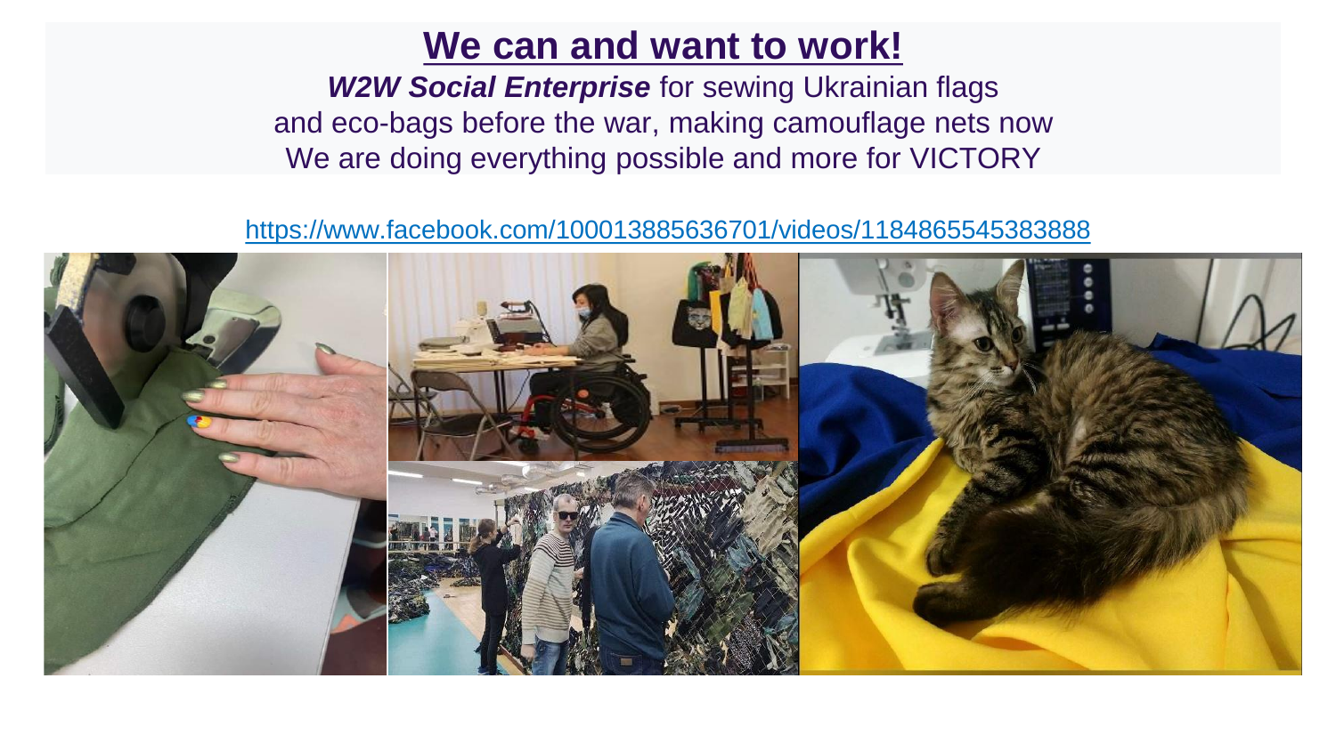# We can and want to work!

***W2W Social Enterprise*** for sewing Ukrainian flags
and eco-bags before the war, making camouflage nets now
We are doing everything possible and more for VICTORY

https://www.facebook.com/100013885636701/videos/1184865545383888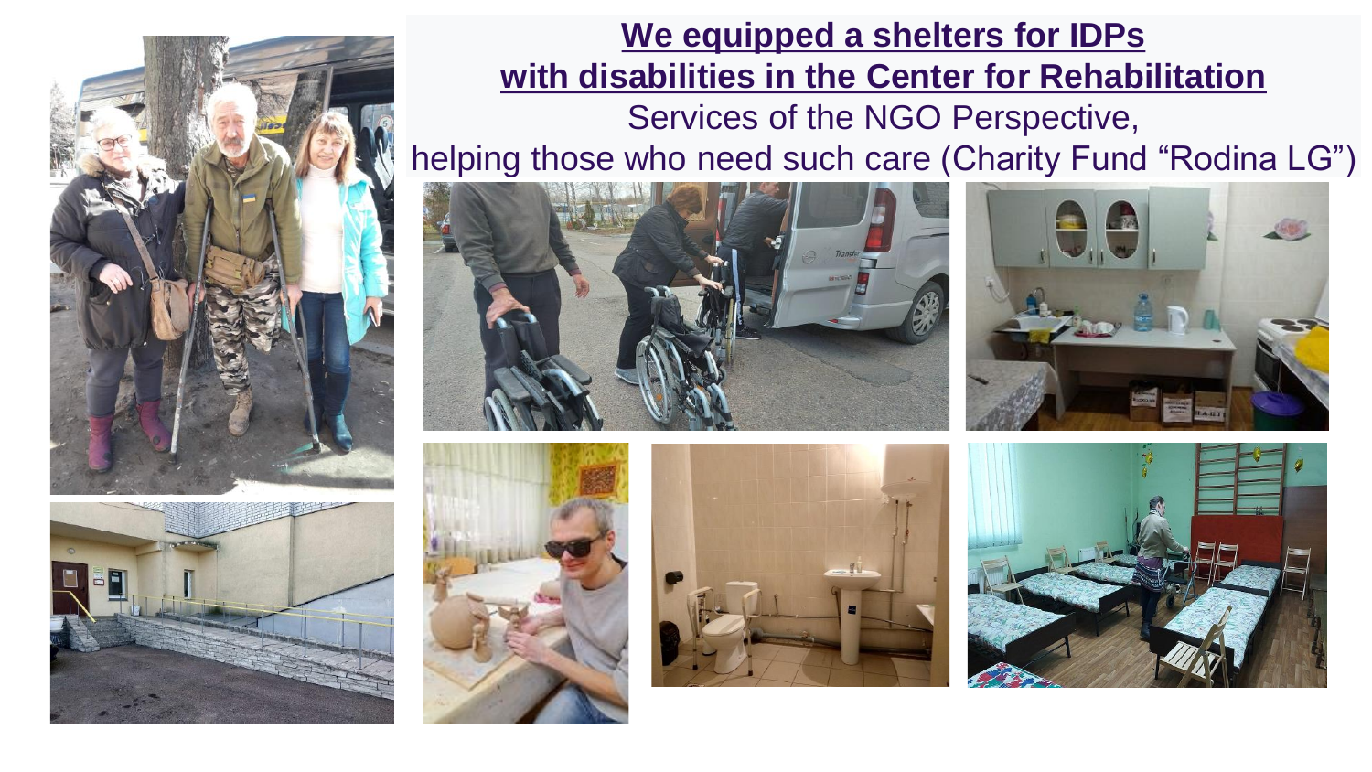## We equipped a shelters for IDPs with disabilities in the Center for Rehabilitation

Services of the NGO Perspective,
helping those who need such care (Charity Fund “Rodina LG”)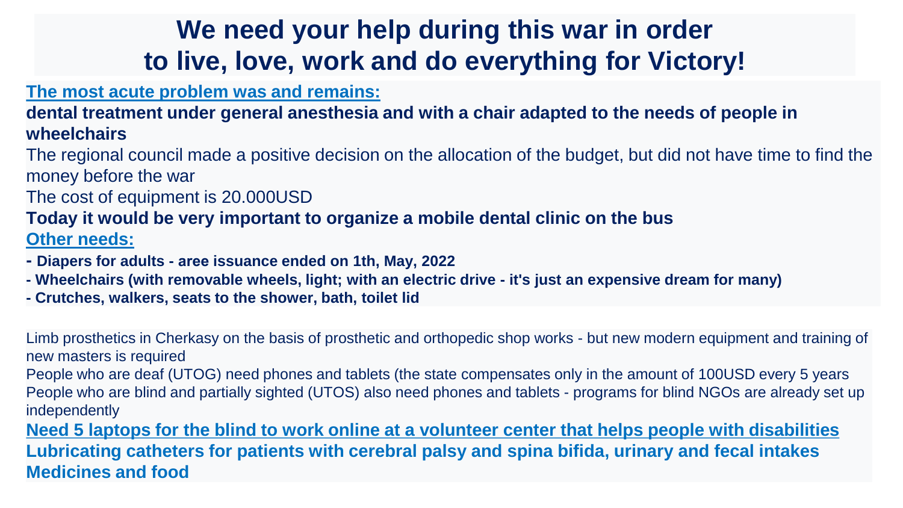# We need your help during this war in order to live, love, work and do everything for Victory!

**The most acute problem was and remains:**

**dental treatment under general anesthesia and with a chair adapted to the needs of people in wheelchairs**

The regional council made a positive decision on the allocation of the budget, but did not have time to find the money before the war

The cost of equipment is 20.000USD

**Today it would be very important to organize a mobile dental clinic on the bus**

**Other needs:**

- **Diapers for adults - aree issuance ended on 1th, May, 2022**
- **Wheelchairs (with removable wheels, light; with an electric drive - it's just an expensive dream for many)**
- **Crutches, walkers, seats to the shower, bath, toilet lid**

Limb prosthetics in Cherkasy on the basis of prosthetic and orthopedic shop works - but new modern equipment and training of new masters is required

People who are deaf (UTOG) need phones and tablets (the state compensates only in the amount of 100USD every 5 years

People who are blind and partially sighted (UTOS) also need phones and tablets - programs for blind NGOs are already set up independently

**Need 5 laptops for the blind to work online at a volunteer center that helps people with disabilities**

**Lubricating catheters for patients with cerebral palsy and spina bifida, urinary and fecal intakes**

**Medicines and food**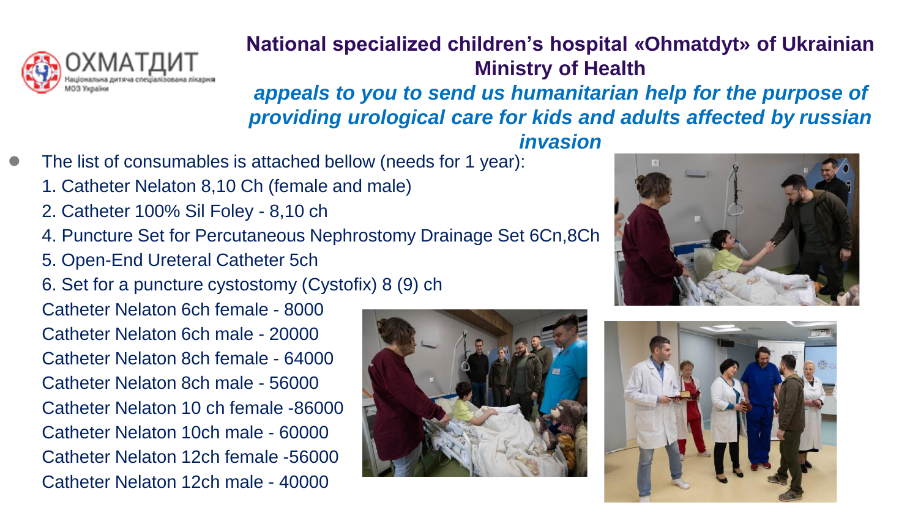## National specialized children's hospital «Ohmatdyt» of Ukrainian Ministry of Health

***appeals to you to send us humanitarian help for the purpose of providing urological care for kids and adults affected by russian invasion***

- The list of consumables is attached bellow (needs for 1 year):

  1. Catheter Nelaton 8,10 Ch (female and male)
  2. Catheter 100% Sil Foley - 8,10 ch
  4. Puncture Set for Percutaneous Nephrostomy Drainage Set 6Cn,8Ch
  5. Open-End Ureteral Catheter 5ch
  6. Set for a puncture cystostomy (Cystofix) 8 (9) ch

  Catheter Nelaton 6ch female - 8000
  Catheter Nelaton 6ch male - 20000
  Catheter Nelaton 8ch female - 64000
  Catheter Nelaton 8ch male - 56000
  Catheter Nelaton 10 ch female -86000
  Catheter Nelaton 10ch male - 60000
  Catheter Nelaton 12ch female -56000
  Catheter Nelaton 12ch male - 40000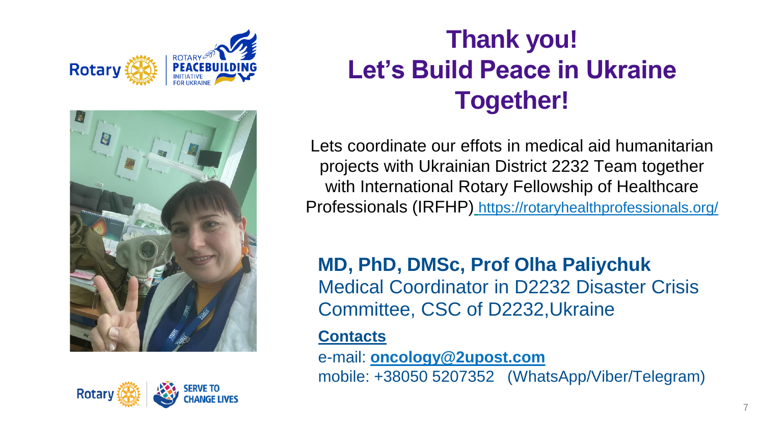# Thank you! Let's Build Peace in Ukraine Together!

Lets coordinate our effots in medical aid humanitarian projects with Ukrainian District 2232 Team together with International Rotary Fellowship of Healthcare Professionals (IRFHP) https://rotaryhealthprofessionals.org/

**MD, PhD, DMSc, Prof Olha Paliychuk**
Medical Coordinator in D2232 Disaster Crisis Committee, CSC of D2232,Ukraine

**Contacts**

e-mail: **oncology@2upost.com**
mobile: +38050 5207352 (WhatsApp/Viber/Telegram)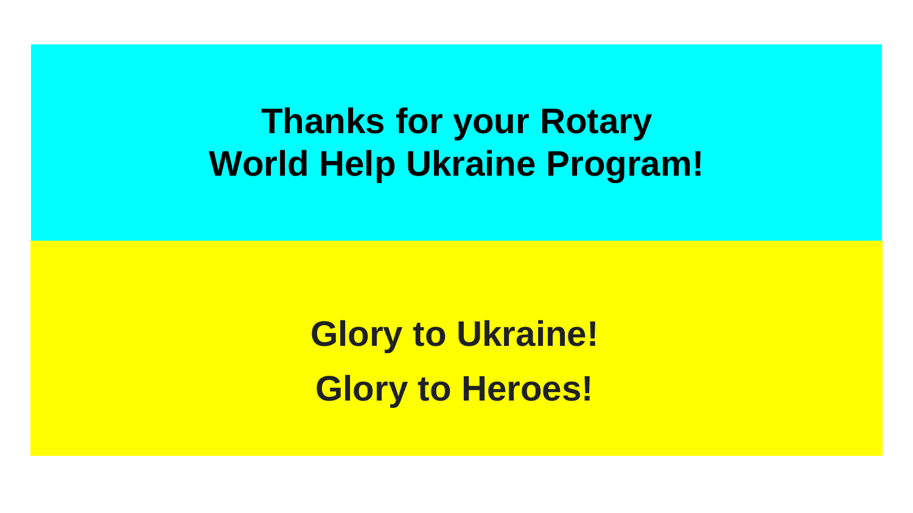**Thanks for your Rotary**
**World Help Ukraine Program!**

**Glory to Ukraine!**

**Glory to Heroes!**